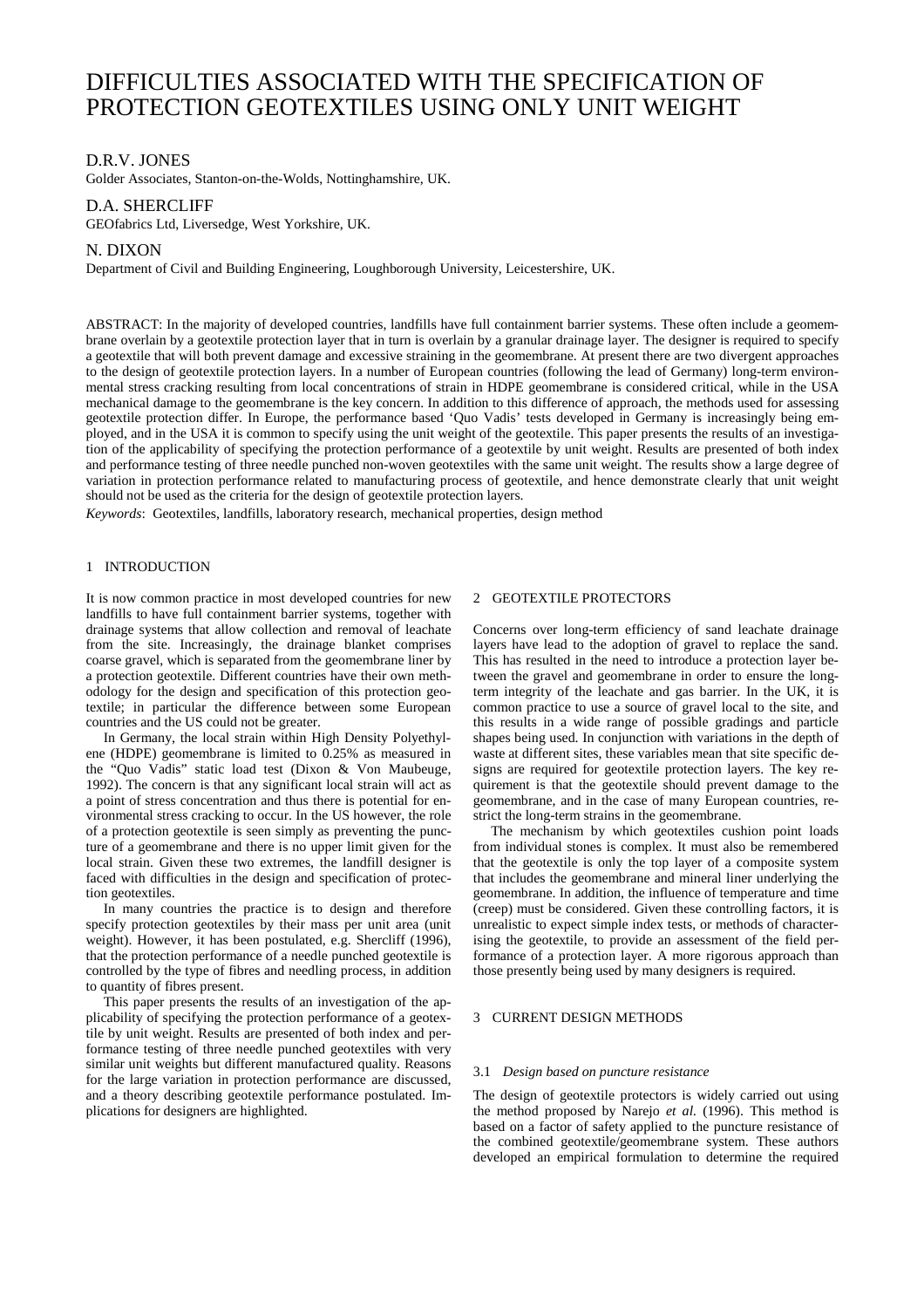# DIFFICULTIES ASSOCIATED WITH THE SPECIFICATION OF PROTECTION GEOTEXTILES USING ONLY UNIT WEIGHT

D.R.V. JONES

Golder Associates, Stanton-on-the-Wolds, Nottinghamshire, UK.

D.A. SHERCLIFF

GEOfabrics Ltd, Liversedge, West Yorkshire, UK.

N. DIXON

Department of Civil and Building Engineering, Loughborough University, Leicestershire, UK.

ABSTRACT: In the majority of developed countries, landfills have full containment barrier systems. These often include a geomembrane overlain by a geotextile protection layer that in turn is overlain by a granular drainage layer. The designer is required to specify a geotextile that will both prevent damage and excessive straining in the geomembrane. At present there are two divergent approaches to the design of geotextile protection layers. In a number of European countries (following the lead of Germany) long-term environmental stress cracking resulting from local concentrations of strain in HDPE geomembrane is considered critical, while in the USA mechanical damage to the geomembrane is the key concern. In addition to this difference of approach, the methods used for assessing geotextile protection differ. In Europe, the performance based 'Quo Vadis' tests developed in Germany is increasingly being employed, and in the USA it is common to specify using the unit weight of the geotextile. This paper presents the results of an investigation of the applicability of specifying the protection performance of a geotextile by unit weight. Results are presented of both index and performance testing of three needle punched non-woven geotextiles with the same unit weight. The results show a large degree of variation in protection performance related to manufacturing process of geotextile, and hence demonstrate clearly that unit weight should not be used as the criteria for the design of geotextile protection layers.

*Keywords*: Geotextiles, landfills, laboratory research, mechanical properties, design method

## 1 INTRODUCTION

It is now common practice in most developed countries for new landfills to have full containment barrier systems, together with drainage systems that allow collection and removal of leachate from the site. Increasingly, the drainage blanket comprises coarse gravel, which is separated from the geomembrane liner by a protection geotextile. Different countries have their own methodology for the design and specification of this protection geotextile; in particular the difference between some European countries and the US could not be greater.

In Germany, the local strain within High Density Polyethylene (HDPE) geomembrane is limited to 0.25% as measured in the "Quo Vadis" static load test (Dixon & Von Maubeuge, 1992). The concern is that any significant local strain will act as a point of stress concentration and thus there is potential for environmental stress cracking to occur. In the US however, the role of a protection geotextile is seen simply as preventing the puncture of a geomembrane and there is no upper limit given for the local strain. Given these two extremes, the landfill designer is faced with difficulties in the design and specification of protection geotextiles.

In many countries the practice is to design and therefore specify protection geotextiles by their mass per unit area (unit weight). However, it has been postulated, e.g. Shercliff (1996), that the protection performance of a needle punched geotextile is controlled by the type of fibres and needling process, in addition to quantity of fibres present.

This paper presents the results of an investigation of the applicability of specifying the protection performance of a geotextile by unit weight. Results are presented of both index and performance testing of three needle punched geotextiles with very similar unit weights but different manufactured quality. Reasons for the large variation in protection performance are discussed, and a theory describing geotextile performance postulated. Implications for designers are highlighted.

## 2 GEOTEXTILE PROTECTORS

Concerns over long-term efficiency of sand leachate drainage layers have lead to the adoption of gravel to replace the sand. This has resulted in the need to introduce a protection layer between the gravel and geomembrane in order to ensure the long-term integrity of the leachate and gas barrier. In the UK, it is common practice to use a source of gravel local to the site, and this results in a wide range of possible gradings and particle shapes being used. In conjunction with variations in the depth of waste at different sites, these variables mean that site specific designs are required for geotextile protection layers. The key requirement is that the geotextile should prevent damage to the geomembrane, and in the case of many European countries, restrict the long-term strains in the geomembrane.

The mechanism by which geotextiles cushion point loads from individual stones is complex. It must also be remembered that the geotextile is only the top layer of a composite system that includes the geomembrane and mineral liner underlying the geomembrane. In addition, the influence of temperature and time (creep) must be considered. Given these controlling factors, it is unrealistic to expect simple index tests, or methods of characterising the geotextile, to provide an assessment of the field performance of a protection layer. A more rigorous approach than those presently being used by many designers is required.

## 3 CURRENT DESIGN METHODS

### 3.1 *Design based on puncture resistance*

The design of geotextile protectors is widely carried out using the method proposed by Narejo *et al.* (1996). This method is based on a factor of safety applied to the puncture resistance of the combined geotextile/geomembrane system. These authors developed an empirical formulation to determine the required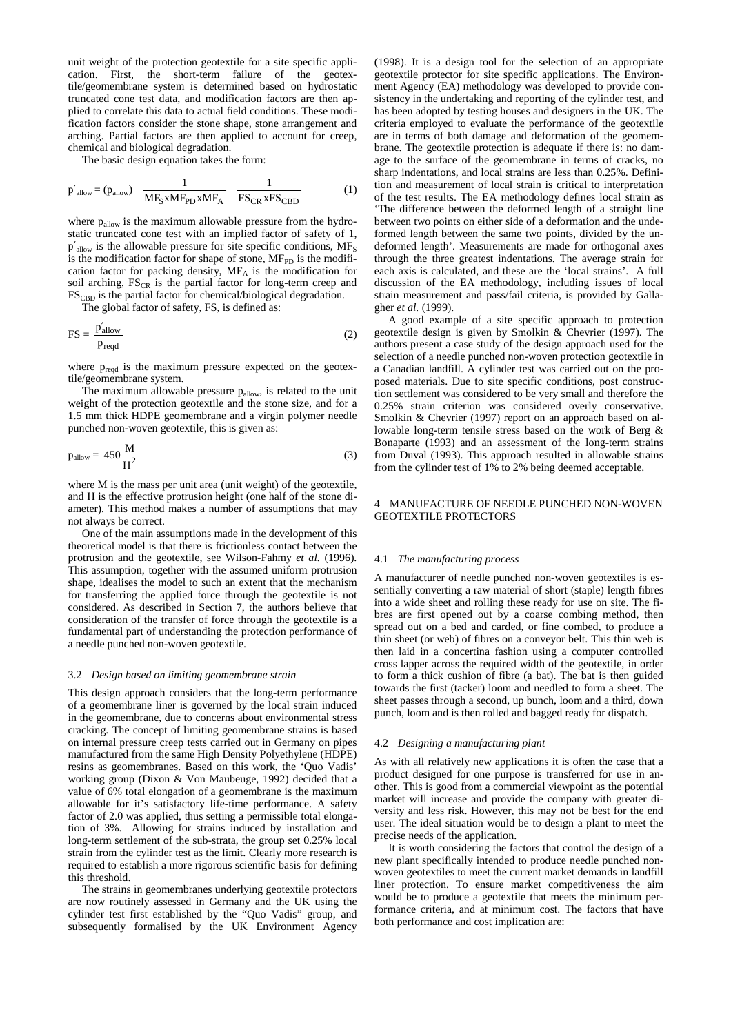unit weight of the protection geotextile for a site specific application. First, the short-term failure of the geotextile/geomembrane system is determined based on hydrostatic truncated cone test data, and modification factors are then applied to correlate this data to actual field conditions. These modification factors consider the stone shape, stone arrangement and arching. Partial factors are then applied to account for creep, chemical and biological degradation.

The basic design equation takes the form:

$$p'_{allow} = (p_{allow}) \frac{1}{MF_S x MF_{PD} x MF_A} \frac{1}{FS_{CR} x FS_{CBD}} \quad (1)$$

where $p_{allow}$ is the maximum allowable pressure from the hydrostatic truncated cone test with an implied factor of safety of 1, $p'_{allow}$ is the allowable pressure for site specific conditions, $MF_S$ is the modification factor for shape of stone, $MF_{PD}$ is the modification factor for packing density, $MF_A$ is the modification for soil arching, $FS_{CR}$ is the partial factor for long-term creep and $FS_{CBD}$ is the partial factor for chemical/biological degradation.

The global factor of safety, FS, is defined as:

$$FS = \frac{p'_{allow}}{p_{reqd}} \quad (2)$$

where $p_{reqd}$ is the maximum pressure expected on the geotextile/geomembrane system.

The maximum allowable pressure $p_{allow}$, is related to the unit weight of the protection geotextile and the stone size, and for a 1.5 mm thick HDPE geomembrane and a virgin polymer needle punched non-woven geotextile, this is given as:

$$p_{allow} = 450\frac{M}{H^2} \quad (3)$$

where M is the mass per unit area (unit weight) of the geotextile, and H is the effective protrusion height (one half of the stone diameter). This method makes a number of assumptions that may not always be correct.

One of the main assumptions made in the development of this theoretical model is that there is frictionless contact between the protrusion and the geotextile, see Wilson-Fahmy *et al.* (1996). This assumption, together with the assumed uniform protrusion shape, idealises the model to such an extent that the mechanism for transferring the applied force through the geotextile is not considered. As described in Section 7, the authors believe that consideration of the transfer of force through the geotextile is a fundamental part of understanding the protection performance of a needle punched non-woven geotextile.

### 3.2 *Design based on limiting geomembrane strain*

This design approach considers that the long-term performance of a geomembrane liner is governed by the local strain induced in the geomembrane, due to concerns about environmental stress cracking. The concept of limiting geomembrane strains is based on internal pressure creep tests carried out in Germany on pipes manufactured from the same High Density Polyethylene (HDPE) resins as geomembranes. Based on this work, the 'Quo Vadis' working group (Dixon & Von Maubeuge, 1992) decided that a value of 6% total elongation of a geomembrane is the maximum allowable for it's satisfactory life-time performance. A safety factor of 2.0 was applied, thus setting a permissible total elongation of 3%. Allowing for strains induced by installation and long-term settlement of the sub-strata, the group set 0.25% local strain from the cylinder test as the limit. Clearly more research is required to establish a more rigorous scientific basis for defining this threshold.

The strains in geomembranes underlying geotextile protectors are now routinely assessed in Germany and the UK using the cylinder test first established by the "Quo Vadis" group, and subsequently formalised by the UK Environment Agency (1998). It is a design tool for the selection of an appropriate geotextile protector for site specific applications. The Environment Agency (EA) methodology was developed to provide consistency in the undertaking and reporting of the cylinder test, and has been adopted by testing houses and designers in the UK. The criteria employed to evaluate the performance of the geotextile are in terms of both damage and deformation of the geomembrane. The geotextile protection is adequate if there is: no damage to the surface of the geomembrane in terms of cracks, no sharp indentations, and local strains are less than 0.25%. Definition and measurement of local strain is critical to interpretation of the test results. The EA methodology defines local strain as 'The difference between the deformed length of a straight line between two points on either side of a deformation and the undeformed length between the same two points, divided by the undeformed length'. Measurements are made for orthogonal axes through the three greatest indentations. The average strain for each axis is calculated, and these are the 'local strains'. A full discussion of the EA methodology, including issues of local strain measurement and pass/fail criteria, is provided by Gallagher *et al.* (1999).

A good example of a site specific approach to protection geotextile design is given by Smolkin & Chevrier (1997). The authors present a case study of the design approach used for the selection of a needle punched non-woven protection geotextile in a Canadian landfill. A cylinder test was carried out on the proposed materials. Due to site specific conditions, post construction settlement was considered to be very small and therefore the 0.25% strain criterion was considered overly conservative. Smolkin & Chevrier (1997) report on an approach based on allowable long-term tensile stress based on the work of Berg & Bonaparte (1993) and an assessment of the long-term strains from Duval (1993). This approach resulted in allowable strains from the cylinder test of 1% to 2% being deemed acceptable.

## 4 MANUFACTURE OF NEEDLE PUNCHED NON-WOVEN GEOTEXTILE PROTECTORS

### 4.1 *The manufacturing process*

A manufacturer of needle punched non-woven geotextiles is essentially converting a raw material of short (staple) length fibres into a wide sheet and rolling these ready for use on site. The fibres are first opened out by a coarse combing method, then spread out on a bed and carded, or fine combed, to produce a thin sheet (or web) of fibres on a conveyor belt. This thin web is then laid in a concertina fashion using a computer controlled cross lapper across the required width of the geotextile, in order to form a thick cushion of fibre (a bat). The bat is then guided towards the first (tacker) loom and needled to form a sheet. The sheet passes through a second, up bunch, loom and a third, down punch, loom and is then rolled and bagged ready for dispatch.

### 4.2 *Designing a manufacturing plant*

As with all relatively new applications it is often the case that a product designed for one purpose is transferred for use in another. This is good from a commercial viewpoint as the potential market will increase and provide the company with greater diversity and less risk. However, this may not be best for the end user. The ideal situation would be to design a plant to meet the precise needs of the application.

It is worth considering the factors that control the design of a new plant specifically intended to produce needle punched non-woven geotextiles to meet the current market demands in landfill liner protection. To ensure market competitiveness the aim would be to produce a geotextile that meets the minimum performance criteria, and at minimum cost. The factors that have both performance and cost implication are: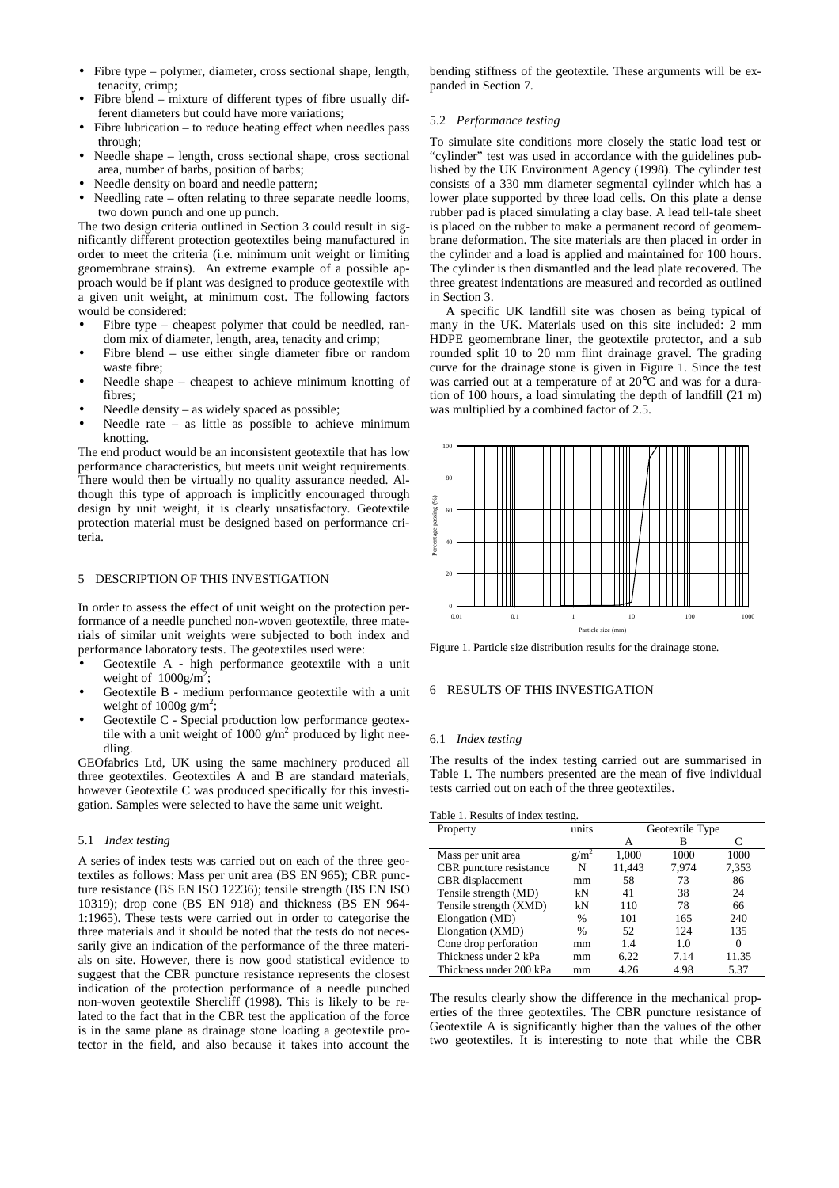- Fibre type – polymer, diameter, cross sectional shape, length, tenacity, crimp;
- Fibre blend – mixture of different types of fibre usually different diameters but could have more variations;
- Fibre lubrication – to reduce heating effect when needles pass through;
- Needle shape – length, cross sectional shape, cross sectional area, number of barbs, position of barbs;
- Needle density on board and needle pattern;
- Needling rate – often relating to three separate needle looms, two down punch and one up punch.

The two design criteria outlined in Section 3 could result in significantly different protection geotextiles being manufactured in order to meet the criteria (i.e. minimum unit weight or limiting geomembrane strains). An extreme example of a possible approach would be if plant was designed to produce geotextile with a given unit weight, at minimum cost. The following factors would be considered:

- Fibre type – cheapest polymer that could be needled, random mix of diameter, length, area, tenacity and crimp;
- Fibre blend – use either single diameter fibre or random waste fibre;
- Needle shape – cheapest to achieve minimum knotting of fibres;
- Needle density – as widely spaced as possible;
- Needle rate – as little as possible to achieve minimum knotting.

The end product would be an inconsistent geotextile that has low performance characteristics, but meets unit weight requirements. There would then be virtually no quality assurance needed. Although this type of approach is implicitly encouraged through design by unit weight, it is clearly unsatisfactory. Geotextile protection material must be designed based on performance criteria.

## 5 DESCRIPTION OF THIS INVESTIGATION

In order to assess the effect of unit weight on the protection performance of a needle punched non-woven geotextile, three materials of similar unit weights were subjected to both index and performance laboratory tests. The geotextiles used were:

- Geotextile A - high performance geotextile with a unit weight of $1000 g/m^2$;
- Geotextile B - medium performance geotextile with a unit weight of $1000 g\ g/m^2$;
- Geotextile C - Special production low performance geotextile with a unit weight of $1000\ g/m^2$ produced by light needling.

GEOfabrics Ltd, UK using the same machinery produced all three geotextiles. Geotextiles A and B are standard materials, however Geotextile C was produced specifically for this investigation. Samples were selected to have the same unit weight.

### 5.1 *Index testing*

A series of index tests was carried out on each of the three geotextiles as follows: Mass per unit area (BS EN 965); CBR puncture resistance (BS EN ISO 12236); tensile strength (BS EN ISO 10319); drop cone (BS EN 918) and thickness (BS EN 964-1:1965). These tests were carried out in order to categorise the three materials and it should be noted that the tests do not necessarily give an indication of the performance of the three materials on site. However, there is now good statistical evidence to suggest that the CBR puncture resistance represents the closest indication of the protection performance of a needle punched non-woven geotextile Shercliff (1998). This is likely to be related to the fact that in the CBR test the application of the force is in the same plane as drainage stone loading a geotextile protector in the field, and also because it takes into account the bending stiffness of the geotextile. These arguments will be expanded in Section 7.

### 5.2 *Performance testing*

To simulate site conditions more closely the static load test or "cylinder" test was used in accordance with the guidelines published by the UK Environment Agency (1998). The cylinder test consists of a 330 mm diameter segmental cylinder which has a lower plate supported by three load cells. On this plate a dense rubber pad is placed simulating a clay base. A lead tell-tale sheet is placed on the rubber to make a permanent record of geomembrane deformation. The site materials are then placed in order in the cylinder and a load is applied and maintained for 100 hours. The cylinder is then dismantled and the lead plate recovered. The three greatest indentations are measured and recorded as outlined in Section 3.

A specific UK landfill site was chosen as being typical of many in the UK. Materials used on this site included: 2 mm HDPE geomembrane liner, the geotextile protector, and a sub rounded split 10 to 20 mm flint drainage gravel. The grading curve for the drainage stone is given in Figure 1. Since the test was carried out at a temperature of at 20°C and was for a duration of 100 hours, a load simulating the depth of landfill (21 m) was multiplied by a combined factor of 2.5.

Percentage passing (%)
100
80
60
40
20
0
0.01
0.1
1
10
100
1000
Particle size (mm)

Figure 1. Particle size distribution results for the drainage stone.

## 6 RESULTS OF THIS INVESTIGATION

### 6.1 *Index testing*

The results of the index testing carried out are summarised in Table 1. The numbers presented are the mean of five individual tests carried out on each of the three geotextiles.

Table 1. Results of index testing.

| Property | units | Geotextile Type | | |
|---|---|---|---|---|
| | | A | B | C |
| Mass per unit area | $g/m^2$ | 1,000 | 1000 | 1000 |
| CBR puncture resistance | N | 11,443 | 7,974 | 7,353 |
| CBR displacement | mm | 58 | 73 | 86 |
| Tensile strength (MD) | kN | 41 | 38 | 24 |
| Tensile strength (XMD) | kN | 110 | 78 | 66 |
| Elongation (MD) | % | 101 | 165 | 240 |
| Elongation (XMD) | % | 52 | 124 | 135 |
| Cone drop perforation | mm | 1.4 | 1.0 | 0 |
| Thickness under 2 kPa | mm | 6.22 | 7.14 | 11.35 |
| Thickness under 200 kPa | mm | 4.26 | 4.98 | 5.37 |

The results clearly show the difference in the mechanical properties of the three geotextiles. The CBR puncture resistance of Geotextile A is significantly higher than the values of the other two geotextiles. It is interesting to note that while the CBR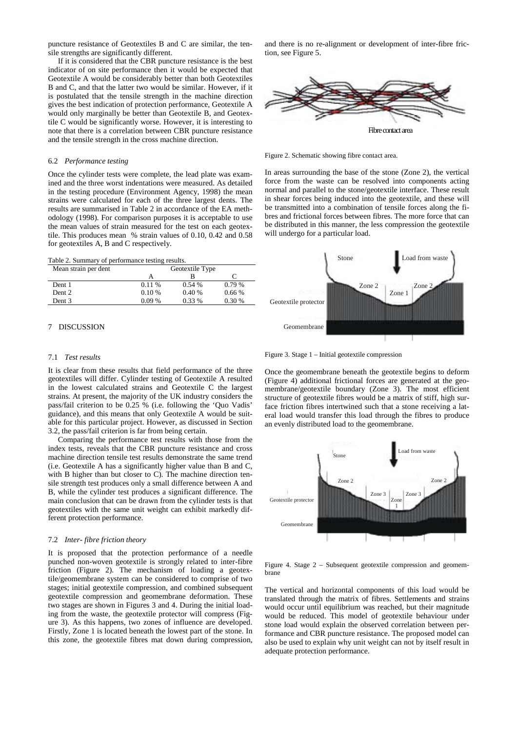puncture resistance of Geotextiles B and C are similar, the tensile strengths are significantly different.

If it is considered that the CBR puncture resistance is the best indicator of on site performance then it would be expected that Geotextile A would be considerably better than both Geotextiles B and C, and that the latter two would be similar. However, if it is postulated that the tensile strength in the machine direction gives the best indication of protection performance, Geotextile A would only marginally be better than Geotextile B, and Geotextile C would be significantly worse. However, it is interesting to note that there is a correlation between CBR puncture resistance and the tensile strength in the cross machine direction.

### 6.2 *Performance testing*

Once the cylinder tests were complete, the lead plate was examined and the three worst indentations were measured. As detailed in the testing procedure (Environment Agency, 1998) the mean strains were calculated for each of the three largest dents. The results are summarised in Table 2 in accordance of the EA methodology (1998). For comparison purposes it is acceptable to use the mean values of strain measured for the test on each geotextile. This produces mean % strain values of 0.10, 0.42 and 0.58 for geotextiles A, B and C respectively.

Table 2. Summary of performance testing results.

| Mean strain per dent | Geotextile Type | | |
|---|---|---|---|
| | A | B | C |
| Dent 1 | 0.11 % | 0.54 % | 0.79 % |
| Dent 2 | 0.10 % | 0.40 % | 0.66 % |
| Dent 3 | 0.09 % | 0.33 % | 0.30 % |

## 7 DISCUSSION

### 7.1 *Test results*

It is clear from these results that field performance of the three geotextiles will differ. Cylinder testing of Geotextile A resulted in the lowest calculated strains and Geotextile C the largest strains. At present, the majority of the UK industry considers the pass/fail criterion to be 0.25 % (i.e. following the 'Quo Vadis' guidance), and this means that only Geotextile A would be suitable for this particular project. However, as discussed in Section 3.2, the pass/fail criterion is far from being certain.

Comparing the performance test results with those from the index tests, reveals that the CBR puncture resistance and cross machine direction tensile test results demonstrate the same trend (i.e. Geotextile A has a significantly higher value than B and C, with B higher than but closer to C). The machine direction tensile strength test produces only a small difference between A and B, while the cylinder test produces a significant difference. The main conclusion that can be drawn from the cylinder tests is that geotextiles with the same unit weight can exhibit markedly different protection performance.

### 7.2 *Inter- fibre friction theory*

It is proposed that the protection performance of a needle punched non-woven geotextile is strongly related to inter-fibre friction (Figure 2). The mechanism of loading a geotextile/geomembrane system can be considered to comprise of two stages; initial geotextile compression, and combined subsequent geotextile compression and geomembrane deformation. These two stages are shown in Figures 3 and 4. During the initial loading from the waste, the geotextile protector will compress (Figure 3). As this happens, two zones of influence are developed. Firstly, Zone 1 is located beneath the lowest part of the stone. In this zone, the geotextile fibres mat down during compression, and there is no re-alignment or development of inter-fibre friction, see Figure 5.

Fibre contact area

Figure 2. Schematic showing fibre contact area.

In areas surrounding the base of the stone (Zone 2), the vertical force from the waste can be resolved into components acting normal and parallel to the stone/geotextile interface. These result in shear forces being induced into the geotextile, and these will be transmitted into a combination of tensile forces along the fibres and frictional forces between fibres. The more force that can be distributed in this manner, the less compression the geotextile will undergo for a particular load.

Stone
Load from waste
Zone 2
Zone 1
Zone 2
Geotextile protector
Geomembrane

Figure 3. Stage 1 – Initial geotextile compression

Once the geomembrane beneath the geotextile begins to deform (Figure 4) additional frictional forces are generated at the geomembrane/geotextile boundary (Zone 3). The most efficient structure of geotextile fibres would be a matrix of stiff, high surface friction fibres intertwined such that a stone receiving a lateral load would transfer this load through the fibres to produce an evenly distributed load to the geomembrane.

Stone
Load from waste
Zone 2
Zone 2
Zone 3
Zone 3
Zone 1
Geotextile protector
Geomembrane

Figure 4. Stage 2 – Subsequent geotextile compression and geomembrane

The vertical and horizontal components of this load would be translated through the matrix of fibres. Settlements and strains would occur until equilibrium was reached, but their magnitude would be reduced. This model of geotextile behaviour under stone load would explain the observed correlation between performance and CBR puncture resistance. The proposed model can also be used to explain why unit weight can not by itself result in adequate protection performance.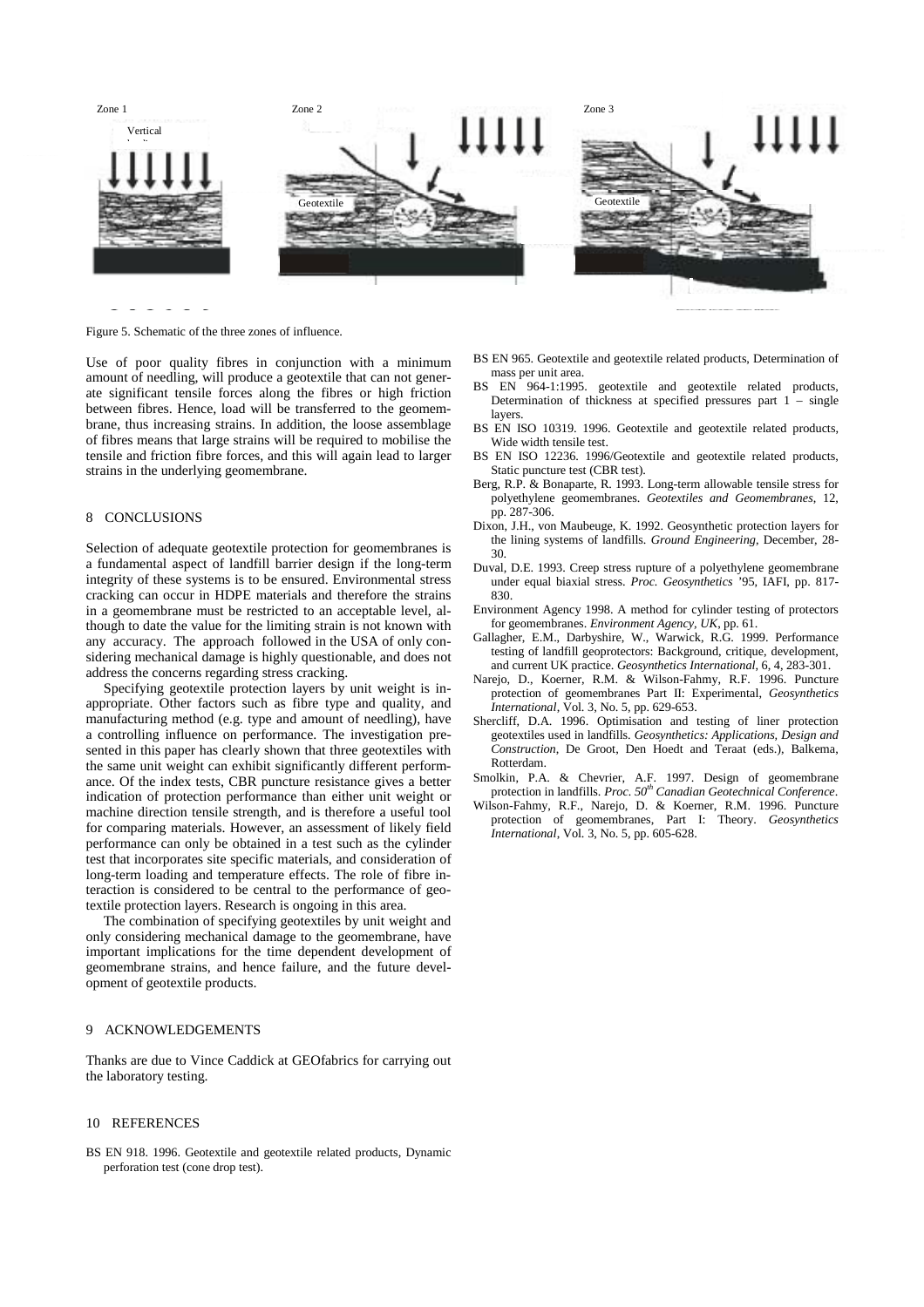Zone 1

Vertical

Zone 2

Geotextile

Zone 3

Geotextile

Figure 5. Schematic of the three zones of influence.

Use of poor quality fibres in conjunction with a minimum amount of needling, will produce a geotextile that can not generate significant tensile forces along the fibres or high friction between fibres. Hence, load will be transferred to the geomembrane, thus increasing strains. In addition, the loose assemblage of fibres means that large strains will be required to mobilise the tensile and friction fibre forces, and this will again lead to larger strains in the underlying geomembrane.

## 8 CONCLUSIONS

Selection of adequate geotextile protection for geomembranes is a fundamental aspect of landfill barrier design if the long-term integrity of these systems is to be ensured. Environmental stress cracking can occur in HDPE materials and therefore the strains in a geomembrane must be restricted to an acceptable level, although to date the value for the limiting strain is not known with any accuracy. The approach followed in the USA of only considering mechanical damage is highly questionable, and does not address the concerns regarding stress cracking.

Specifying geotextile protection layers by unit weight is inappropriate. Other factors such as fibre type and quality, and manufacturing method (e.g. type and amount of needling), have a controlling influence on performance. The investigation presented in this paper has clearly shown that three geotextiles with the same unit weight can exhibit significantly different performance. Of the index tests, CBR puncture resistance gives a better indication of protection performance than either unit weight or machine direction tensile strength, and is therefore a useful tool for comparing materials. However, an assessment of likely field performance can only be obtained in a test such as the cylinder test that incorporates site specific materials, and consideration of long-term loading and temperature effects. The role of fibre interaction is considered to be central to the performance of geotextile protection layers. Research is ongoing in this area.

The combination of specifying geotextiles by unit weight and only considering mechanical damage to the geomembrane, have important implications for the time dependent development of geomembrane strains, and hence failure, and the future development of geotextile products.

## 9 ACKNOWLEDGEMENTS

Thanks are due to Vince Caddick at GEOfabrics for carrying out the laboratory testing.

## 10 REFERENCES

BS EN 918. 1996. Geotextile and geotextile related products, Dynamic perforation test (cone drop test).

BS EN 965. Geotextile and geotextile related products, Determination of mass per unit area.

BS EN 964-1:1995. geotextile and geotextile related products, Determination of thickness at specified pressures part 1 – single layers.

BS EN ISO 10319. 1996. Geotextile and geotextile related products, Wide width tensile test.

BS EN ISO 12236. 1996/Geotextile and geotextile related products, Static puncture test (CBR test).

Berg, R.P. & Bonaparte, R. 1993. Long-term allowable tensile stress for polyethylene geomembranes. *Geotextiles and Geomembranes*, 12, pp. 287-306.

Dixon, J.H., von Maubeuge, K. 1992. Geosynthetic protection layers for the lining systems of landfills. *Ground Engineering*, December, 28-30.

Duval, D.E. 1993. Creep stress rupture of a polyethylene geomembrane under equal biaxial stress. *Proc. Geosynthetics* '95, IAFI, pp. 817-830.

Environment Agency 1998. A method for cylinder testing of protectors for geomembranes. *Environment Agency, UK*, pp. 61.

Gallagher, E.M., Darbyshire, W., Warwick, R.G. 1999. Performance testing of landfill geoprotectors: Background, critique, development, and current UK practice. *Geosynthetics International*, 6, 4, 283-301.

Narejo, D., Koerner, R.M. & Wilson-Fahmy, R.F. 1996. Puncture protection of geomembranes Part II: Experimental, *Geosynthetics International*, Vol. 3, No. 5, pp. 629-653.

Shercliff, D.A. 1996. Optimisation and testing of liner protection geotextiles used in landfills. *Geosynthetics: Applications, Design and Construction*, De Groot, Den Hoedt and Teraat (eds.), Balkema, Rotterdam.

Smolkin, P.A. & Chevrier, A.F. 1997. Design of geomembrane protection in landfills. *Proc. 50th Canadian Geotechnical Conference*.

Wilson-Fahmy, R.F., Narejo, D. & Koerner, R.M. 1996. Puncture protection of geomembranes, Part I: Theory. *Geosynthetics International*, Vol. 3, No. 5, pp. 605-628.